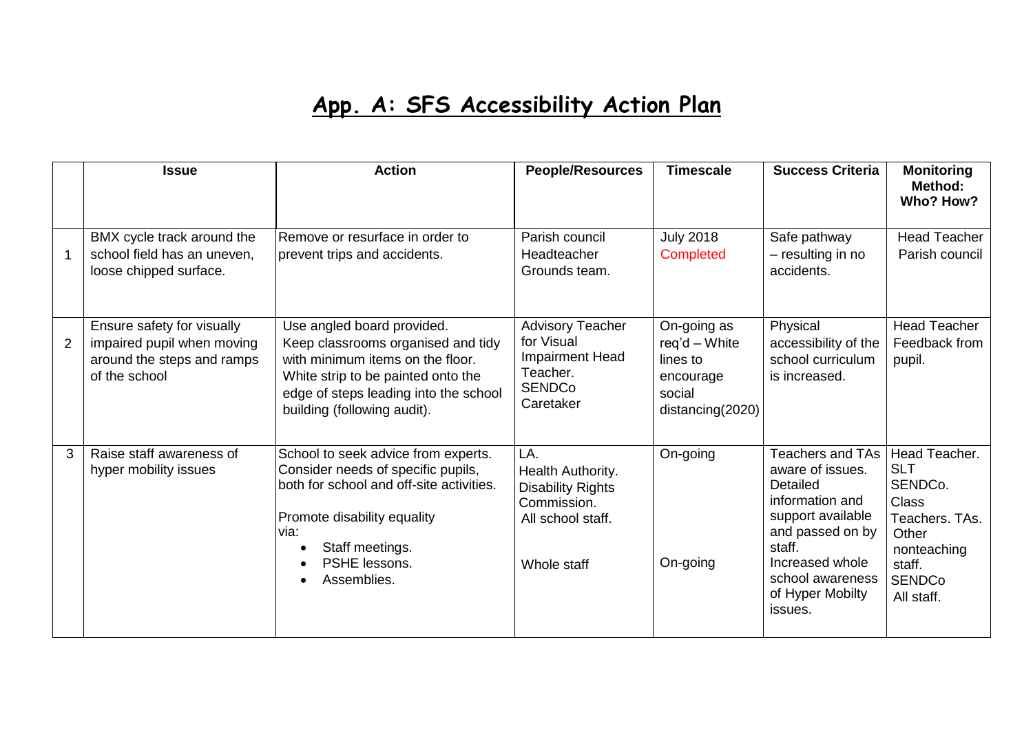# App. A: SFS Accessibility Action Plan

| | Issue | Action | People/Resources | Timescale | Success Criteria | Monitoring Method: Who? How? |
|---|---|---|---|---|---|---|
| 1 | BMX cycle track around the school field has an uneven, loose chipped surface. | Remove or resurface in order to prevent trips and accidents. | Parish council<br>Headteacher<br>Grounds team. | July 2018<br>Completed | Safe pathway – resulting in no accidents. | Head Teacher<br>Parish council |
| 2 | Ensure safety for visually impaired pupil when moving around the steps and ramps of the school | Use angled board provided.<br>Keep classrooms organised and tidy with minimum items on the floor.<br>White strip to be painted onto the edge of steps leading into the school building (following audit). | Advisory Teacher for Visual Impairment Head Teacher.<br>SENDCo<br>Caretaker | On-going as req'd – White lines to encourage social distancing(2020) | Physical accessibility of the school curriculum is increased. | Head Teacher<br>Feedback from pupil. |
| 3 | Raise staff awareness of hyper mobility issues | School to seek advice from experts. Consider needs of specific pupils, both for school and off-site activities.<br><br>Promote disability equality via:<br>• Staff meetings.<br>• PSHE lessons.<br>• Assemblies. | LA.<br>Health Authority.<br>Disability Rights Commission.<br>All school staff.<br><br>Whole staff | On-going<br><br>On-going | Teachers and TAs aware of issues. Detailed information and support available and passed on by staff.<br>Increased whole school awareness of Hyper Mobilty issues. | Head Teacher.<br>SLT<br>SENDCo.<br>Class Teachers. TAs.<br>Other nonteaching staff.<br>SENDCo<br>All staff. |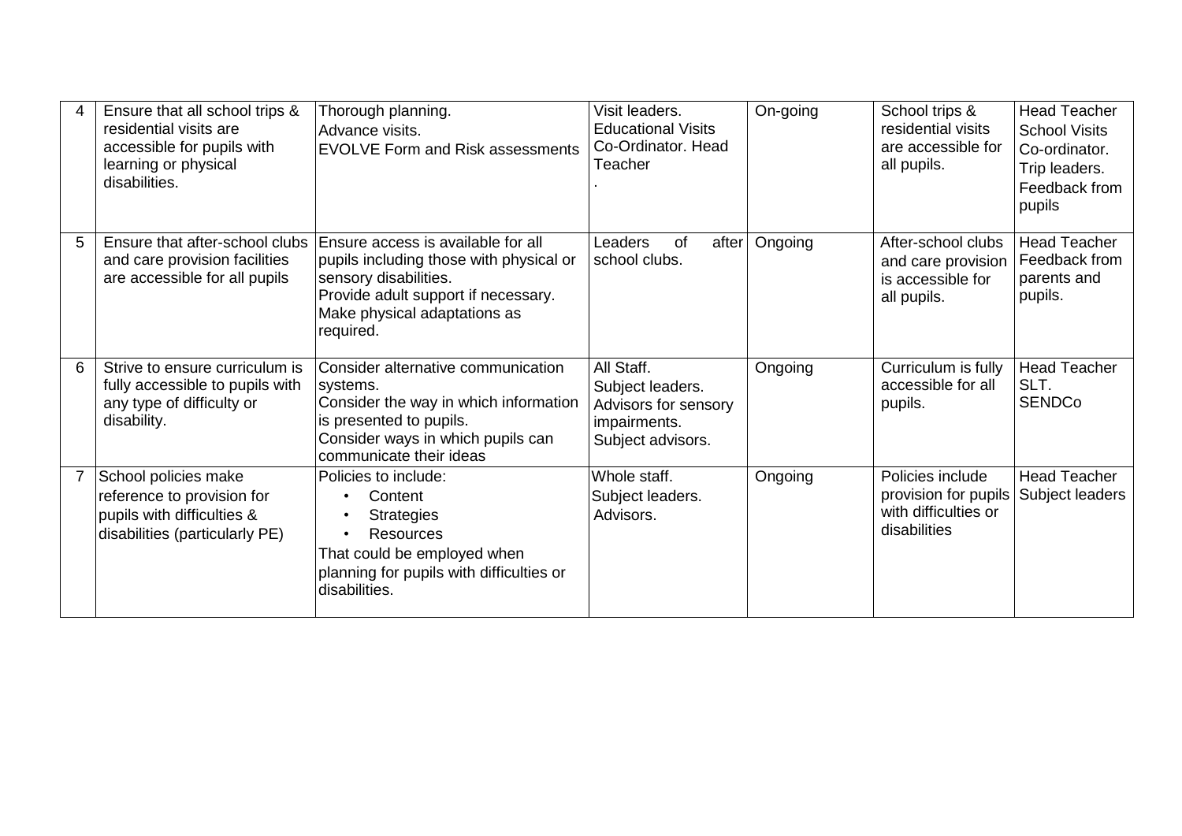| | | | | | | |
|---|---|---|---|---|---|---|
| 4 | Ensure that all school trips & residential visits are accessible for pupils with learning or physical disabilities. | Thorough planning.<br>Advance visits.<br>EVOLVE Form and Risk assessments | Visit leaders.<br>Educational Visits Co-Ordinator. Head Teacher<br>. | On-going | School trips & residential visits are accessible for all pupils. | Head Teacher<br>School Visits Co-ordinator.<br>Trip leaders.<br>Feedback from pupils |
| 5 | Ensure that after-school clubs and care provision facilities are accessible for all pupils | Ensure access is available for all pupils including those with physical or sensory disabilities.<br>Provide adult support if necessary.<br>Make physical adaptations as required. | Leaders of after school clubs. | Ongoing | After-school clubs and care provision is accessible for all pupils. | Head Teacher<br>Feedback from parents and pupils. |
| 6 | Strive to ensure curriculum is fully accessible to pupils with any type of difficulty or disability. | Consider alternative communication systems.<br>Consider the way in which information is presented to pupils.<br>Consider ways in which pupils can communicate their ideas | All Staff.<br>Subject leaders.<br>Advisors for sensory impairments.<br>Subject advisors. | Ongoing | Curriculum is fully accessible for all pupils. | Head Teacher<br>SLT.<br>SENDCo |
| 7 | School policies make reference to provision for pupils with difficulties & disabilities (particularly PE) | Policies to include:<br>• Content<br>• Strategies<br>• Resources<br>That could be employed when planning for pupils with difficulties or disabilities. | Whole staff.<br>Subject leaders.<br>Advisors. | Ongoing | Policies include provision for pupils with difficulties or disabilities | Head Teacher<br>Subject leaders |